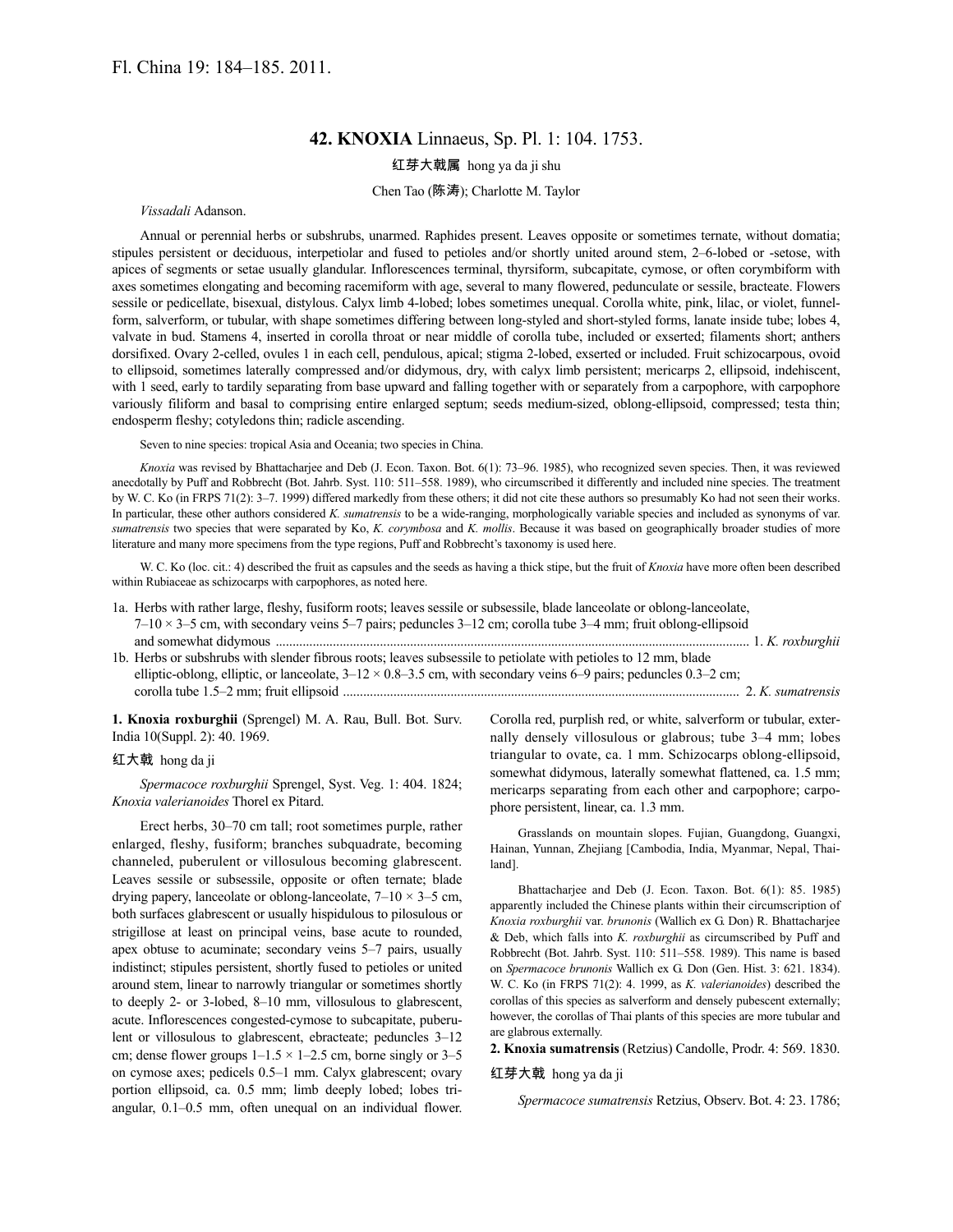Fl. China 19: 184–185. 2011.

# 42. KNOXIA Linnaeus, Sp. Pl. 1: 104. 1753.

红芽大戟属 hong ya da ji shu

Chen Tao (陈涛); Charlotte M. Taylor

*Vissadali* Adanson.

Annual or perennial herbs or subshrubs, unarmed. Raphides present. Leaves opposite or sometimes ternate, without domatia; stipules persistent or deciduous, interpetiolar and fused to petioles and/or shortly united around stem, 2–6-lobed or -setose, with apices of segments or setae usually glandular. Inflorescences terminal, thyrsiform, subcapitate, cymose, or often corymbiform with axes sometimes elongating and becoming racemiform with age, several to many flowered, pedunculate or sessile, bracteate. Flowers sessile or pedicellate, bisexual, distylous. Calyx limb 4-lobed; lobes sometimes unequal. Corolla white, pink, lilac, or violet, funnelform, salverform, or tubular, with shape sometimes differing between long-styled and short-styled forms, lanate inside tube; lobes 4, valvate in bud. Stamens 4, inserted in corolla throat or near middle of corolla tube, included or exserted; filaments short; anthers dorsifixed. Ovary 2-celled, ovules 1 in each cell, pendulous, apical; stigma 2-lobed, exserted or included. Fruit schizocarpous, ovoid to ellipsoid, sometimes laterally compressed and/or didymous, dry, with calyx limb persistent; mericarps 2, ellipsoid, indehiscent, with 1 seed, early to tardily separating from base upward and falling together with or separately from a carpophore, with carpophore variously filiform and basal to comprising entire enlarged septum; seeds medium-sized, oblong-ellipsoid, compressed; testa thin; endosperm fleshy; cotyledons thin; radicle ascending.

Seven to nine species: tropical Asia and Oceania; two species in China.

*Knoxia* was revised by Bhattacharjee and Deb (J. Econ. Taxon. Bot. 6(1): 73–96. 1985), who recognized seven species. Then, it was reviewed anecdotally by Puff and Robbrecht (Bot. Jahrb. Syst. 110: 511–558. 1989), who circumscribed it differently and included nine species. The treatment by W. C. Ko (in FRPS 71(2): 3–7. 1999) differed markedly from these others; it did not cite these authors so presumably Ko had not seen their works. In particular, these other authors considered *K. sumatrensis* to be a wide-ranging, morphologically variable species and included as synonyms of var. *sumatrensis* two species that were separated by Ko, *K. corymbosa* and *K. mollis*. Because it was based on geographically broader studies of more literature and many more specimens from the type regions, Puff and Robbrecht's taxonomy is used here.

W. C. Ko (loc. cit.: 4) described the fruit as capsules and the seeds as having a thick stipe, but the fruit of *Knoxia* have more often been described within Rubiaceae as schizocarps with carpophores, as noted here.

1a. Herbs with rather large, fleshy, fusiform roots; leaves sessile or subsessile, blade lanceolate or oblong-lanceolate, 7–10 × 3–5 cm, with secondary veins 5–7 pairs; peduncles 3–12 cm; corolla tube 3–4 mm; fruit oblong-ellipsoid and somewhat didymous ............ 1. *K. roxburghii*

1b. Herbs or subshrubs with slender fibrous roots; leaves subsessile to petiolate with petioles to 12 mm, blade elliptic-oblong, elliptic, or lanceolate, 3–12 × 0.8–3.5 cm, with secondary veins 6–9 pairs; peduncles 0.3–2 cm; corolla tube 1.5–2 mm; fruit ellipsoid ............ 2. *K. sumatrensis*

**1. Knoxia roxburghii** (Sprengel) M. A. Rau, Bull. Bot. Surv. India 10(Suppl. 2): 40. 1969.

红大戟 hong da ji

*Spermacoce roxburghii* Sprengel, Syst. Veg. 1: 404. 1824; *Knoxia valerianoides* Thorel ex Pitard.

Erect herbs, 30–70 cm tall; root sometimes purple, rather enlarged, fleshy, fusiform; branches subquadrate, becoming channeled, puberulent or villosulous becoming glabrescent. Leaves sessile or subsessile, opposite or often ternate; blade drying papery, lanceolate or oblong-lanceolate, 7–10 × 3–5 cm, both surfaces glabrescent or usually hispidulous to pilosulous or strigillose at least on principal veins, base acute to rounded, apex obtuse to acuminate; secondary veins 5–7 pairs, usually indistinct; stipules persistent, shortly fused to petioles or united around stem, linear to narrowly triangular or sometimes shortly to deeply 2- or 3-lobed, 8–10 mm, villosulous to glabrescent, acute. Inflorescences congested-cymose to subcapitate, puberulent or villosulous to glabrescent, ebracteate; peduncles 3–12 cm; dense flower groups 1–1.5 × 1–2.5 cm, borne singly or 3–5 on cymose axes; pedicels 0.5–1 mm. Calyx glabrescent; ovary portion ellipsoid, ca. 0.5 mm; limb deeply lobed; lobes triangular, 0.1–0.5 mm, often unequal on an individual flower. Corolla red, purplish red, or white, salverform or tubular, externally densely villosulous or glabrous; tube 3–4 mm; lobes triangular to ovate, ca. 1 mm. Schizocarps oblong-ellipsoid, somewhat didymous, laterally somewhat flattened, ca. 1.5 mm; mericarps separating from each other and carpophore; carpophore persistent, linear, ca. 1.3 mm.

Grasslands on mountain slopes. Fujian, Guangdong, Guangxi, Hainan, Yunnan, Zhejiang [Cambodia, India, Myanmar, Nepal, Thailand].

Bhattacharjee and Deb (J. Econ. Taxon. Bot. 6(1): 85. 1985) apparently included the Chinese plants within their circumscription of *Knoxia roxburghii* var. *brunonis* (Wallich ex G. Don) R. Bhattacharjee & Deb, which falls into *K. roxburghii* as circumscribed by Puff and Robbrecht (Bot. Jahrb. Syst. 110: 511–558. 1989). This name is based on *Spermacoce brunonis* Wallich ex G. Don (Gen. Hist. 3: 621. 1834). W. C. Ko (in FRPS 71(2): 4. 1999, as *K. valerianoides*) described the corollas of this species as salverform and densely pubescent externally; however, the corollas of Thai plants of this species are more tubular and are glabrous externally.

**2. Knoxia sumatrensis** (Retzius) Candolle, Prodr. 4: 569. 1830.

红芽大戟 hong ya da ji

*Spermacoce sumatrensis* Retzius, Observ. Bot. 4: 23. 1786;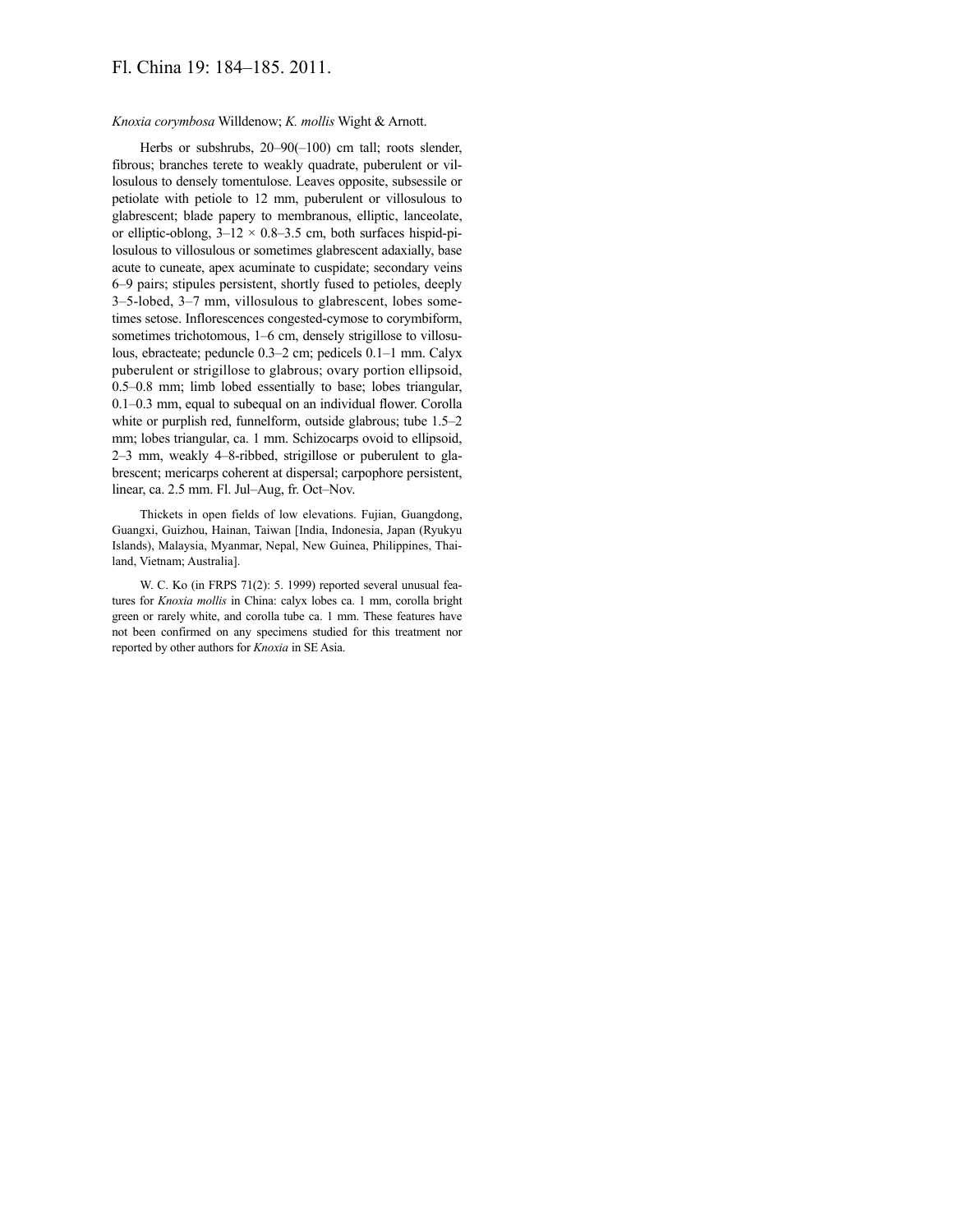Fl. China 19: 184–185. 2011.

*Knoxia corymbosa* Willdenow; *K. mollis* Wight & Arnott.

Herbs or subshrubs, 20–90(–100) cm tall; roots slender, fibrous; branches terete to weakly quadrate, puberulent or villosulous to densely tomentulose. Leaves opposite, subsessile or petiolate with petiole to 12 mm, puberulent or villosulous to glabrescent; blade papery to membranous, elliptic, lanceolate, or elliptic-oblong, 3–12 × 0.8–3.5 cm, both surfaces hispid-pilosulous to villosulous or sometimes glabrescent adaxially, base acute to cuneate, apex acuminate to cuspidate; secondary veins 6–9 pairs; stipules persistent, shortly fused to petioles, deeply 3–5-lobed, 3–7 mm, villosulous to glabrescent, lobes sometimes setose. Inflorescences congested-cymose to corymbiform, sometimes trichotomous, 1–6 cm, densely strigillose to villosulous, ebracteate; peduncle 0.3–2 cm; pedicels 0.1–1 mm. Calyx puberulent or strigillose to glabrous; ovary portion ellipsoid, 0.5–0.8 mm; limb lobed essentially to base; lobes triangular, 0.1–0.3 mm, equal to subequal on an individual flower. Corolla white or purplish red, funnelform, outside glabrous; tube 1.5–2 mm; lobes triangular, ca. 1 mm. Schizocarps ovoid to ellipsoid, 2–3 mm, weakly 4–8-ribbed, strigillose or puberulent to glabrescent; mericarps coherent at dispersal; carpophore persistent, linear, ca. 2.5 mm. Fl. Jul–Aug, fr. Oct–Nov.

Thickets in open fields of low elevations. Fujian, Guangdong, Guangxi, Guizhou, Hainan, Taiwan [India, Indonesia, Japan (Ryukyu Islands), Malaysia, Myanmar, Nepal, New Guinea, Philippines, Thailand, Vietnam; Australia].

W. C. Ko (in FRPS 71(2): 5. 1999) reported several unusual features for *Knoxia mollis* in China: calyx lobes ca. 1 mm, corolla bright green or rarely white, and corolla tube ca. 1 mm. These features have not been confirmed on any specimens studied for this treatment nor reported by other authors for *Knoxia* in SE Asia.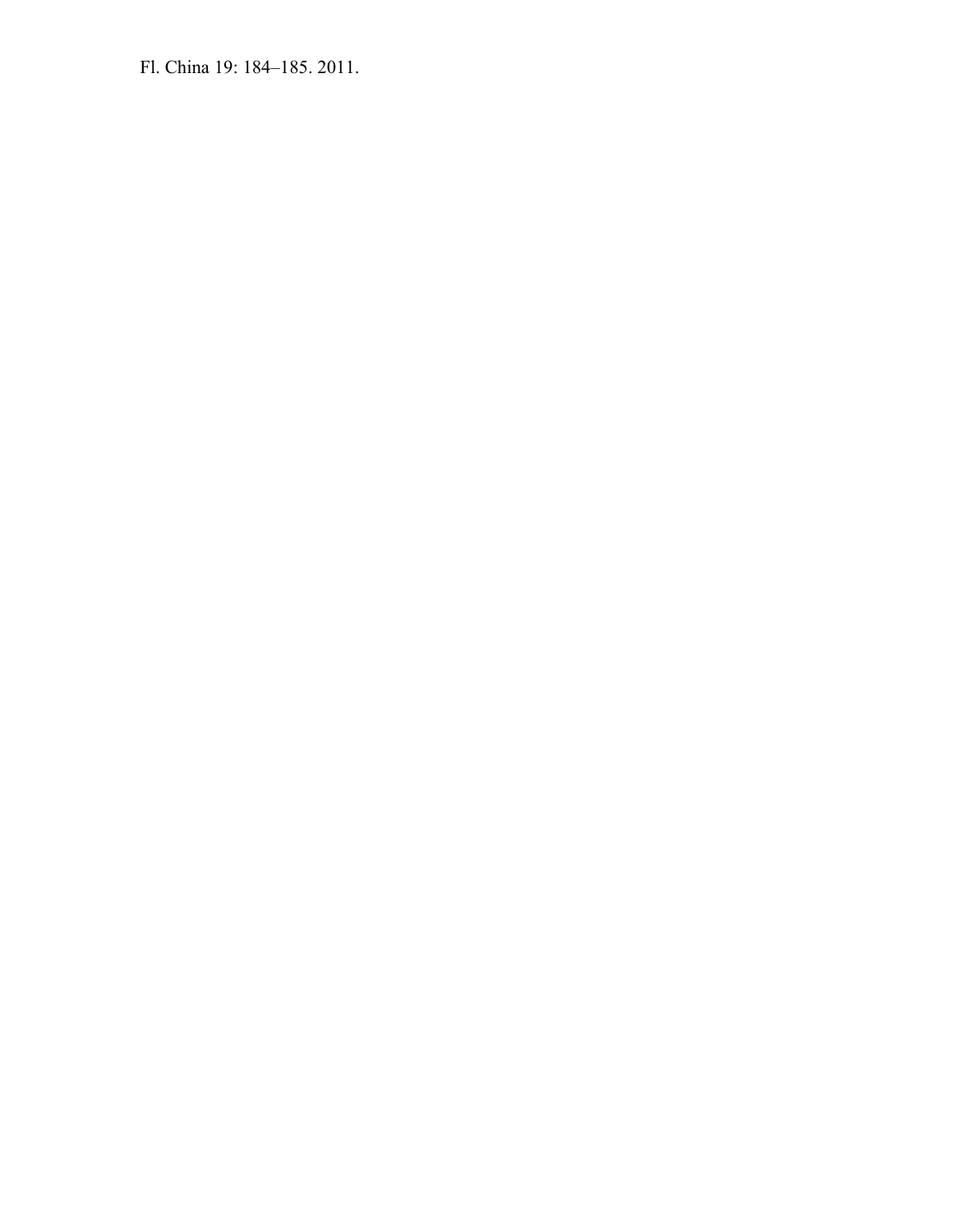Fl. China 19: 184–185. 2011.